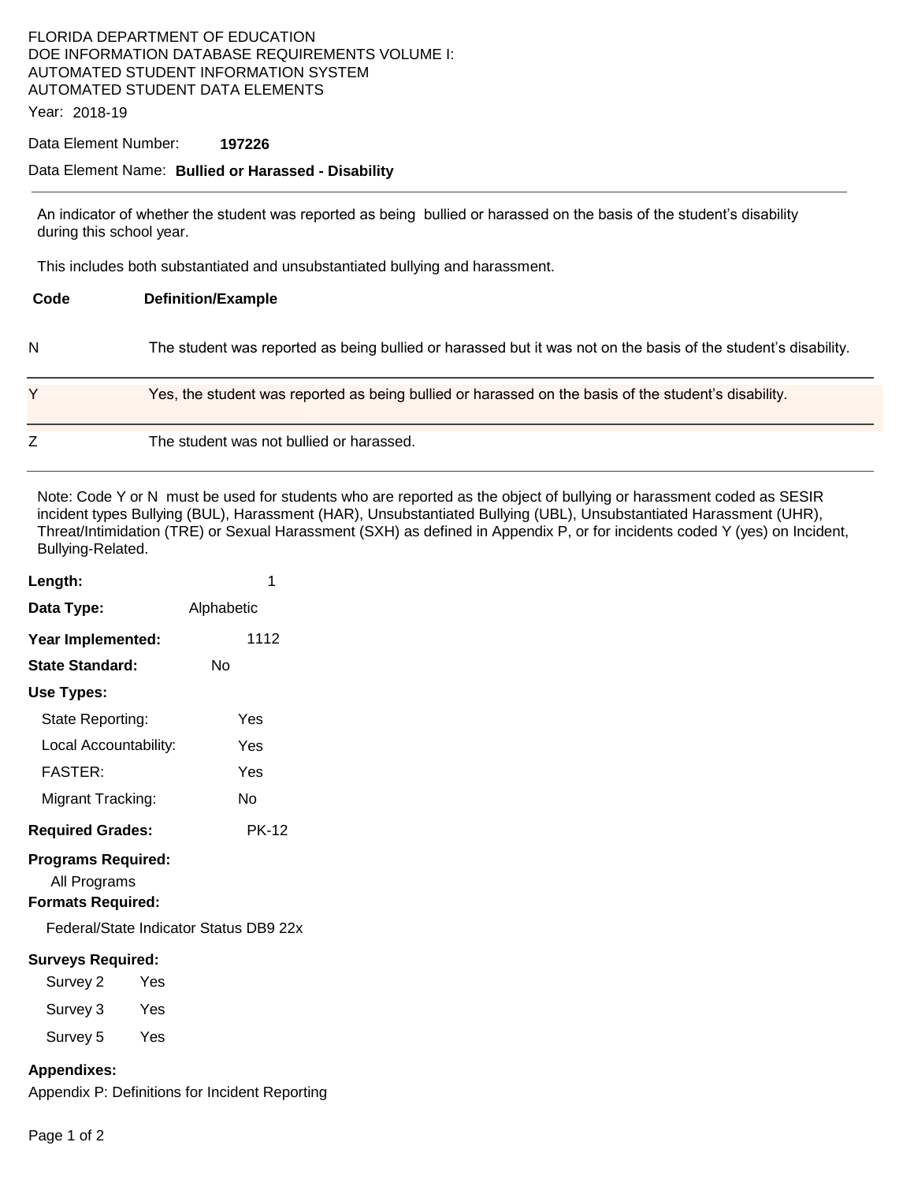FLORIDA DEPARTMENT OF EDUCATION
DOE INFORMATION DATABASE REQUIREMENTS VOLUME I:
AUTOMATED STUDENT INFORMATION SYSTEM
AUTOMATED STUDENT DATA ELEMENTS

Year: 2018-19

Data Element Number: **197226**

Data Element Name: **Bullied or Harassed - Disability**

---

An indicator of whether the student was reported as being bullied or harassed on the basis of the student's disability during this school year.

This includes both substantiated and unsubstantiated bullying and harassment.

| Code | Definition/Example |
|---|---|
| N | The student was reported as being bullied or harassed but it was not on the basis of the student's disability. |
| Y | Yes, the student was reported as being bullied or harassed on the basis of the student's disability. |
| Z | The student was not bullied or harassed. |

Note: Code Y or N must be used for students who are reported as the object of bullying or harassment coded as SESIR incident types Bullying (BUL), Harassment (HAR), Unsubstantiated Bullying (UBL), Unsubstantiated Harassment (UHR), Threat/Intimidation (TRE) or Sexual Harassment (SXH) as defined in Appendix P, or for incidents coded Y (yes) on Incident, Bullying-Related.

**Length:** 1

**Data Type:** Alphabetic

**Year Implemented:** 1112

**State Standard:** No

**Use Types:**

- State Reporting: Yes
- Local Accountability: Yes
- FASTER: Yes
- Migrant Tracking: No

**Required Grades:** PK-12

**Programs Required:**

All Programs

**Formats Required:**

Federal/State Indicator Status DB9 22x

**Surveys Required:**

- Survey 2 Yes
- Survey 3 Yes
- Survey 5 Yes

**Appendixes:**

Appendix P: Definitions for Incident Reporting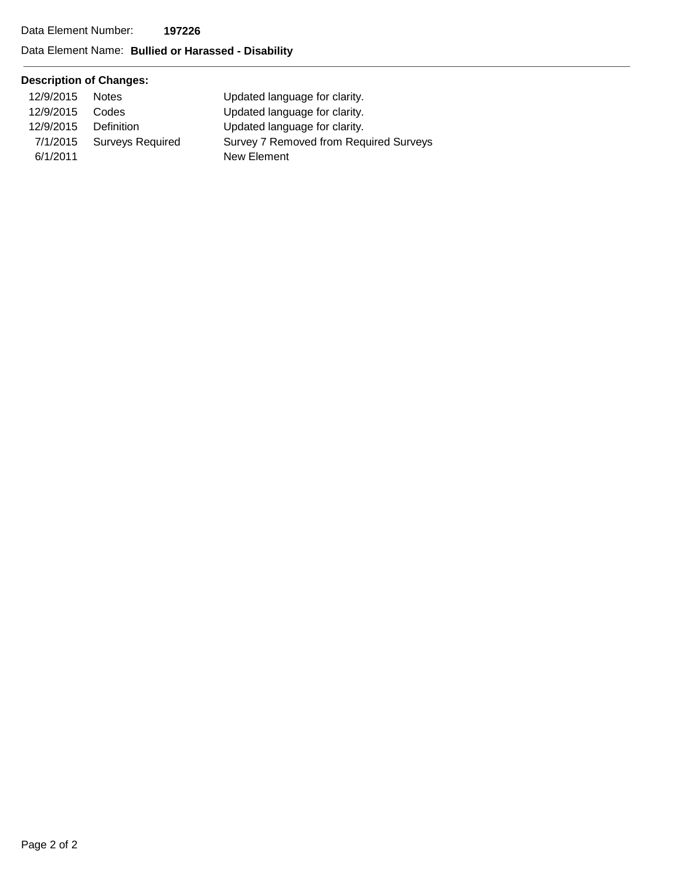Data Element Number: **197226**

Data Element Name: **Bullied or Harassed - Disability**

---

**Description of Changes:**

| | | |
|---|---|---|
| 12/9/2015 | Notes | Updated language for clarity. |
| 12/9/2015 | Codes | Updated language for clarity. |
| 12/9/2015 | Definition | Updated language for clarity. |
| 7/1/2015 | Surveys Required | Survey 7 Removed from Required Surveys |
| 6/1/2011 | | New Element |